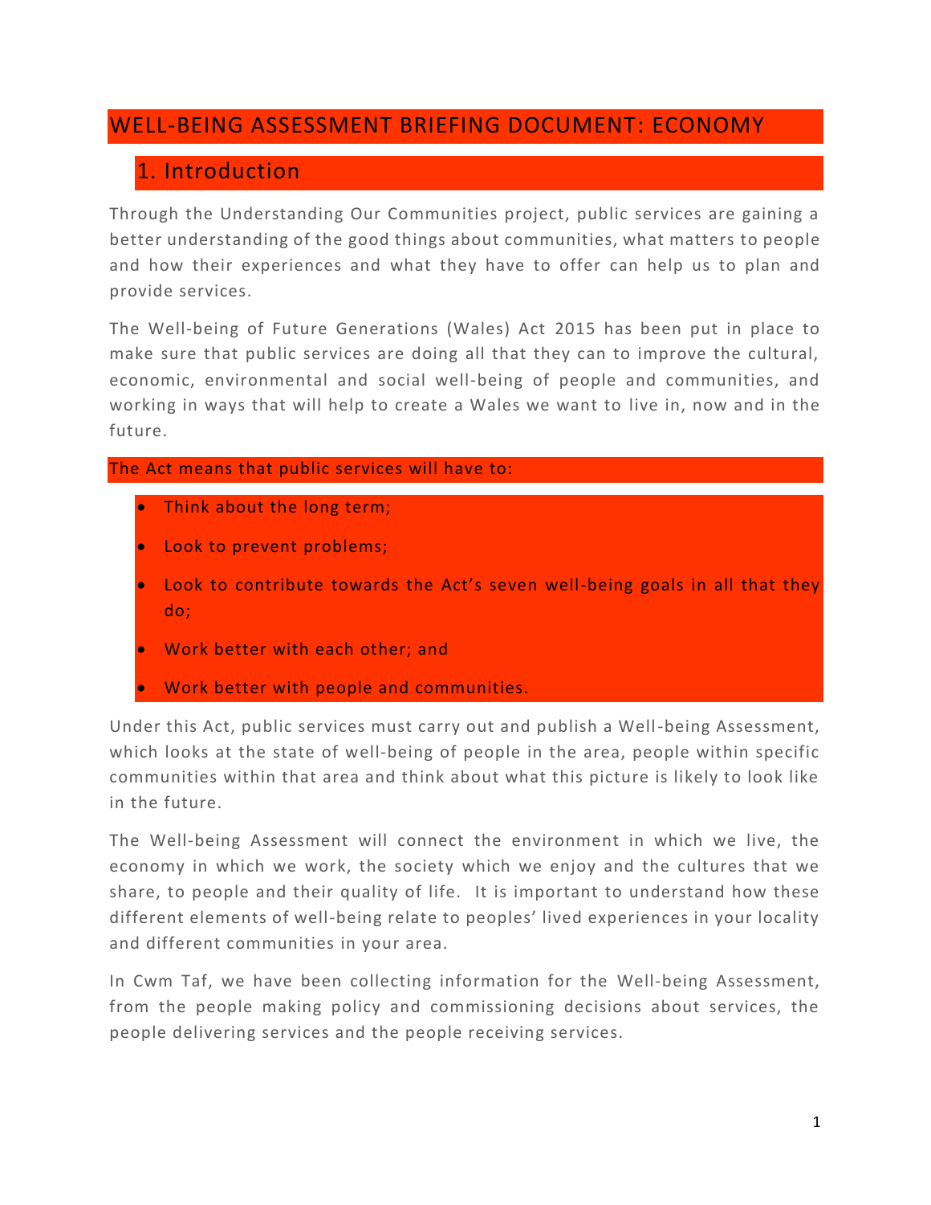# WELL-BEING ASSESSMENT BRIEFING DOCUMENT: ECONOMY

## 1. Introduction

Through the Understanding Our Communities project, public services are gaining a better understanding of the good things about communities, what matters to people and how their experiences and what they have to offer can help us to plan and provide services.

The Well-being of Future Generations (Wales) Act 2015 has been put in place to make sure that public services are doing all that they can to improve the cultural, economic, environmental and social well-being of people and communities, and working in ways that will help to create a Wales we want to live in, now and in the future.

The Act means that public services will have to:

- Think about the long term;
- Look to prevent problems;
- Look to contribute towards the Act's seven well-being goals in all that they do;
- Work better with each other; and
- Work better with people and communities.

Under this Act, public services must carry out and publish a Well-being Assessment, which looks at the state of well-being of people in the area, people within specific communities within that area and think about what this picture is likely to look like in the future.

The Well-being Assessment will connect the environment in which we live, the economy in which we work, the society which we enjoy and the cultures that we share, to people and their quality of life. It is important to understand how these different elements of well-being relate to peoples' lived experiences in your locality and different communities in your area.

In Cwm Taf, we have been collecting information for the Well-being Assessment, from the people making policy and commissioning decisions about services, the people delivering services and the people receiving services.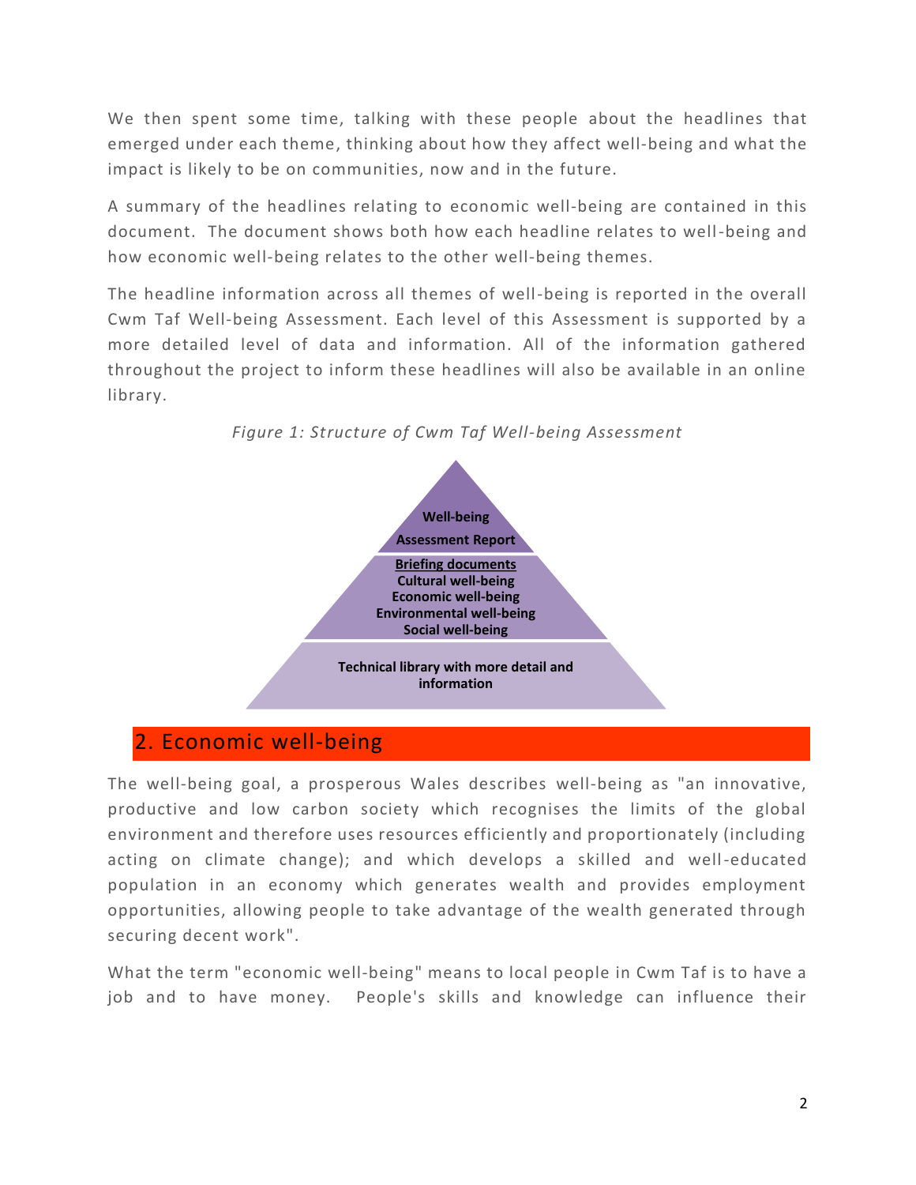We then spent some time, talking with these people about the headlines that emerged under each theme, thinking about how they affect well-being and what the impact is likely to be on communities, now and in the future.

A summary of the headlines relating to economic well-being are contained in this document. The document shows both how each headline relates to well-being and how economic well-being relates to the other well-being themes.

The headline information across all themes of well-being is reported in the overall Cwm Taf Well-being Assessment. Each level of this Assessment is supported by a more detailed level of data and information. All of the information gathered throughout the project to inform these headlines will also be available in an online library.

*Figure 1: Structure of Cwm Taf Well-being Assessment*

**Well-being Assessment Report**

**Briefing documents**
**Cultural well-being**
**Economic well-being**
**Environmental well-being**
**Social well-being**

**Technical library with more detail and information**

## 2. Economic well-being

The well-being goal, a prosperous Wales describes well-being as "an innovative, productive and low carbon society which recognises the limits of the global environment and therefore uses resources efficiently and proportionately (including acting on climate change); and which develops a skilled and well-educated population in an economy which generates wealth and provides employment opportunities, allowing people to take advantage of the wealth generated through securing decent work".

What the term "economic well-being" means to local people in Cwm Taf is to have a job and to have money. People's skills and knowledge can influence their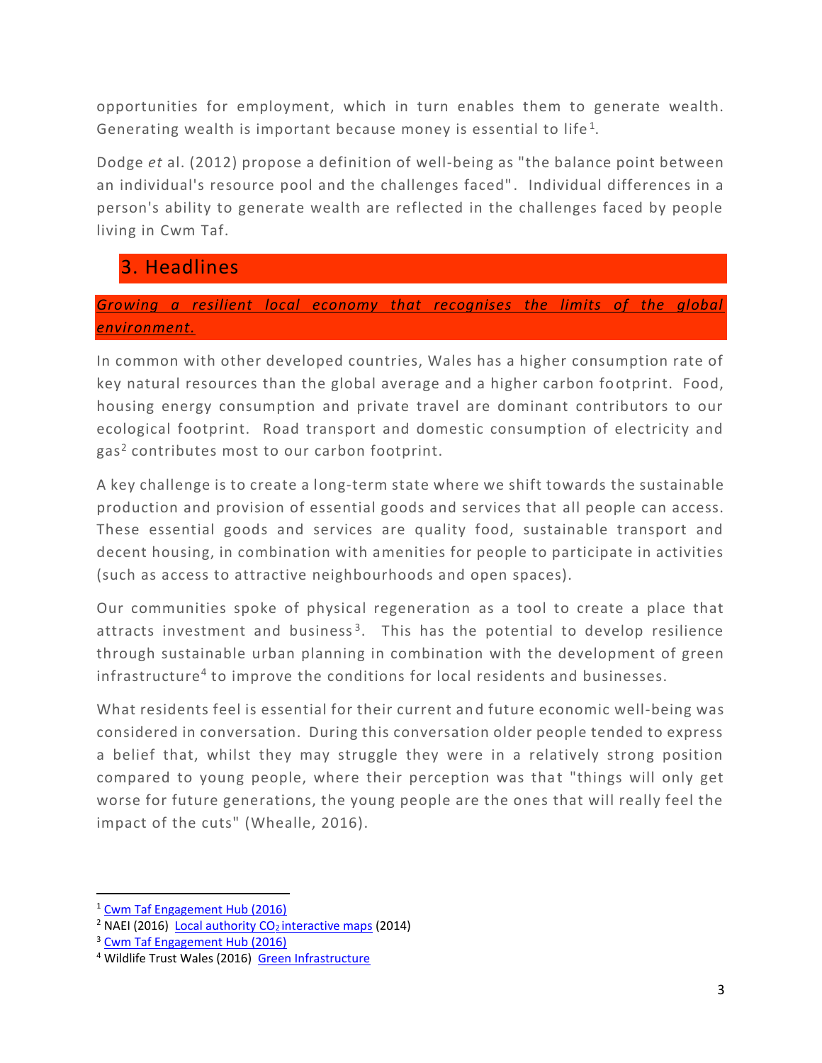opportunities for employment, which in turn enables them to generate wealth. Generating wealth is important because money is essential to life[1].

Dodge *et* al. (2012) propose a definition of well-being as "the balance point between an individual's resource pool and the challenges faced". Individual differences in a person's ability to generate wealth are reflected in the challenges faced by people living in Cwm Taf.

## 3. Headlines

### *Growing a resilient local economy that recognises the limits of the global environment.*

In common with other developed countries, Wales has a higher consumption rate of key natural resources than the global average and a higher carbon footprint. Food, housing energy consumption and private travel are dominant contributors to our ecological footprint. Road transport and domestic consumption of electricity and gas[2] contributes most to our carbon footprint.

A key challenge is to create a long-term state where we shift towards the sustainable production and provision of essential goods and services that all people can access. These essential goods and services are quality food, sustainable transport and decent housing, in combination with amenities for people to participate in activities (such as access to attractive neighbourhoods and open spaces).

Our communities spoke of physical regeneration as a tool to create a place that attracts investment and business[3]. This has the potential to develop resilience through sustainable urban planning in combination with the development of green infrastructure[4] to improve the conditions for local residents and businesses.

What residents feel is essential for their current and future economic well-being was considered in conversation. During this conversation older people tended to express a belief that, whilst they may struggle they were in a relatively strong position compared to young people, where their perception was that "things will only get worse for future generations, the young people are the ones that will really feel the impact of the cuts" (Whealle, 2016).

---

[1] Cwm Taf Engagement Hub (2016)

[2] NAEI (2016) Local authority $CO_2$ interactive maps (2014)

[3] Cwm Taf Engagement Hub (2016)

[4] Wildlife Trust Wales (2016) Green Infrastructure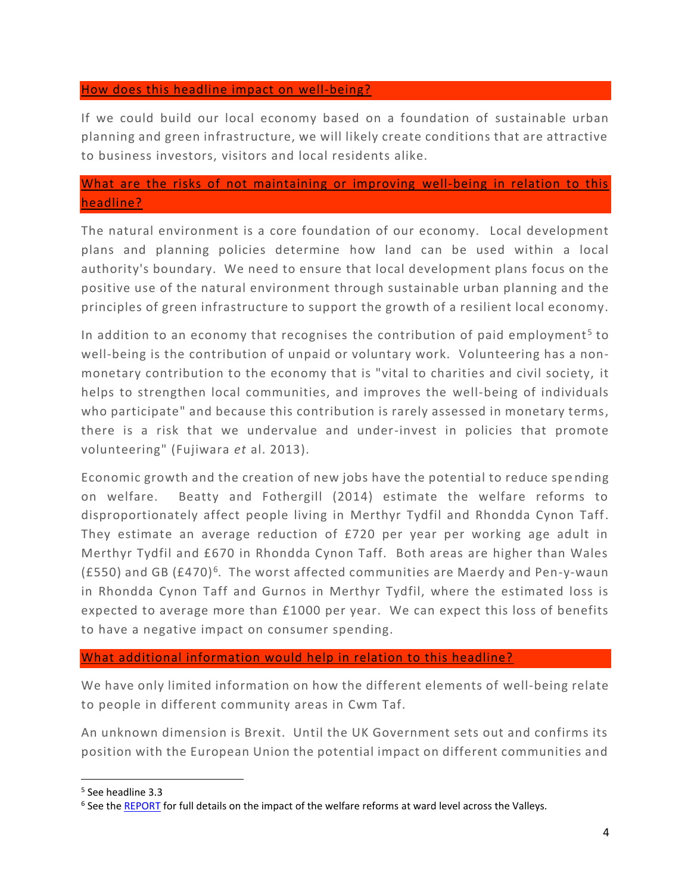### How does this headline impact on well-being?

If we could build our local economy based on a foundation of sustainable urban planning and green infrastructure, we will likely create conditions that are attractive to business investors, visitors and local residents alike.

### What are the risks of not maintaining or improving well-being in relation to this headline?

The natural environment is a core foundation of our economy. Local development plans and planning policies determine how land can be used within a local authority's boundary. We need to ensure that local development plans focus on the positive use of the natural environment through sustainable urban planning and the principles of green infrastructure to support the growth of a resilient local economy.

In addition to an economy that recognises the contribution of paid employment[5] to well-being is the contribution of unpaid or voluntary work. Volunteering has a non-monetary contribution to the economy that is "vital to charities and civil society, it helps to strengthen local communities, and improves the well-being of individuals who participate" and because this contribution is rarely assessed in monetary terms, there is a risk that we undervalue and under-invest in policies that promote volunteering" (Fujiwara *et* al. 2013).

Economic growth and the creation of new jobs have the potential to reduce spending on welfare. Beatty and Fothergill (2014) estimate the welfare reforms to disproportionately affect people living in Merthyr Tydfil and Rhondda Cynon Taff. They estimate an average reduction of £720 per year per working age adult in Merthyr Tydfil and £670 in Rhondda Cynon Taff. Both areas are higher than Wales (£550) and GB (£470)[6]. The worst affected communities are Maerdy and Pen-y-waun in Rhondda Cynon Taff and Gurnos in Merthyr Tydfil, where the estimated loss is expected to average more than £1000 per year. We can expect this loss of benefits to have a negative impact on consumer spending.

### What additional information would help in relation to this headline?

We have only limited information on how the different elements of well-being relate to people in different community areas in Cwm Taf.

An unknown dimension is Brexit. Until the UK Government sets out and confirms its position with the European Union the potential impact on different communities and

---

[5] See headline 3.3

[6] See the REPORT for full details on the impact of the welfare reforms at ward level across the Valleys.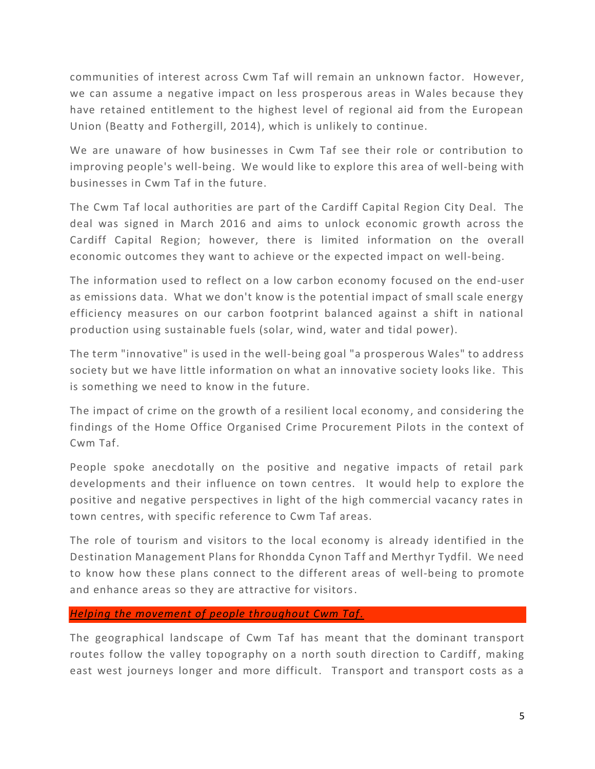communities of interest across Cwm Taf will remain an unknown factor. However, we can assume a negative impact on less prosperous areas in Wales because they have retained entitlement to the highest level of regional aid from the European Union (Beatty and Fothergill, 2014), which is unlikely to continue.

We are unaware of how businesses in Cwm Taf see their role or contribution to improving people's well-being. We would like to explore this area of well-being with businesses in Cwm Taf in the future.

The Cwm Taf local authorities are part of the Cardiff Capital Region City Deal. The deal was signed in March 2016 and aims to unlock economic growth across the Cardiff Capital Region; however, there is limited information on the overall economic outcomes they want to achieve or the expected impact on well-being.

The information used to reflect on a low carbon economy focused on the end-user as emissions data. What we don't know is the potential impact of small scale energy efficiency measures on our carbon footprint balanced against a shift in national production using sustainable fuels (solar, wind, water and tidal power).

The term "innovative" is used in the well-being goal "a prosperous Wales" to address society but we have little information on what an innovative society looks like. This is something we need to know in the future.

The impact of crime on the growth of a resilient local economy, and considering the findings of the Home Office Organised Crime Procurement Pilots in the context of Cwm Taf.

People spoke anecdotally on the positive and negative impacts of retail park developments and their influence on town centres. It would help to explore the positive and negative perspectives in light of the high commercial vacancy rates in town centres, with specific reference to Cwm Taf areas.

The role of tourism and visitors to the local economy is already identified in the Destination Management Plans for Rhondda Cynon Taff and Merthyr Tydfil. We need to know how these plans connect to the different areas of well-being to promote and enhance areas so they are attractive for visitors.

### *Helping the movement of people throughout Cwm Taf.*

The geographical landscape of Cwm Taf has meant that the dominant transport routes follow the valley topography on a north south direction to Cardiff, making east west journeys longer and more difficult. Transport and transport costs as a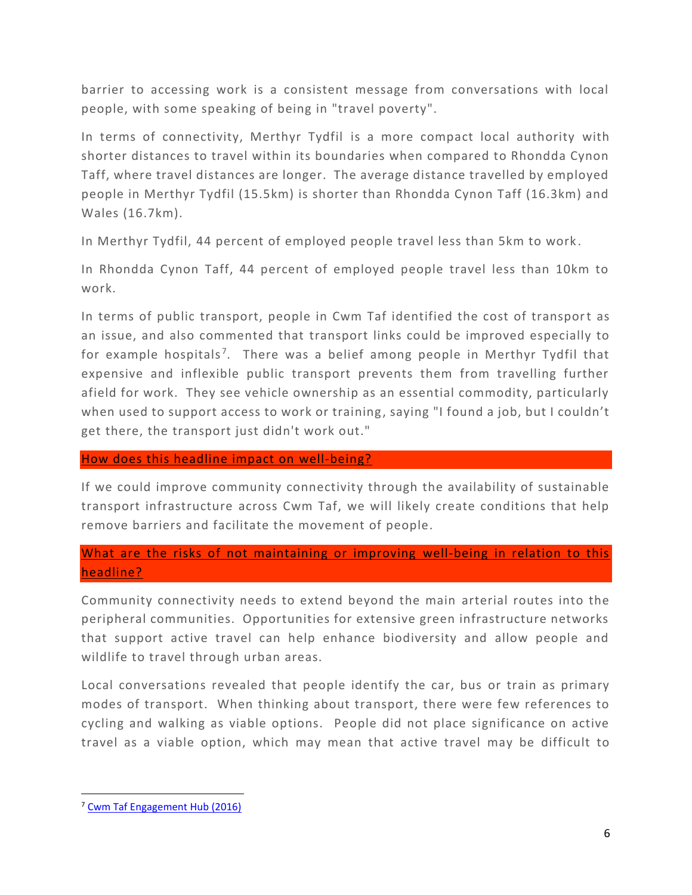barrier to accessing work is a consistent message from conversations with local people, with some speaking of being in "travel poverty".

In terms of connectivity, Merthyr Tydfil is a more compact local authority with shorter distances to travel within its boundaries when compared to Rhondda Cynon Taff, where travel distances are longer. The average distance travelled by employed people in Merthyr Tydfil (15.5km) is shorter than Rhondda Cynon Taff (16.3km) and Wales (16.7km).

In Merthyr Tydfil, 44 percent of employed people travel less than 5km to work.

In Rhondda Cynon Taff, 44 percent of employed people travel less than 10km to work.

In terms of public transport, people in Cwm Taf identified the cost of transport as an issue, and also commented that transport links could be improved especially to for example hospitals[7]. There was a belief among people in Merthyr Tydfil that expensive and inflexible public transport prevents them from travelling further afield for work. They see vehicle ownership as an essential commodity, particularly when used to support access to work or training, saying "I found a job, but I couldn't get there, the transport just didn't work out."

### How does this headline impact on well-being?

If we could improve community connectivity through the availability of sustainable transport infrastructure across Cwm Taf, we will likely create conditions that help remove barriers and facilitate the movement of people.

### What are the risks of not maintaining or improving well-being in relation to this headline?

Community connectivity needs to extend beyond the main arterial routes into the peripheral communities. Opportunities for extensive green infrastructure networks that support active travel can help enhance biodiversity and allow people and wildlife to travel through urban areas.

Local conversations revealed that people identify the car, bus or train as primary modes of transport. When thinking about transport, there were few references to cycling and walking as viable options. People did not place significance on active travel as a viable option, which may mean that active travel may be difficult to

---

[7] Cwm Taf Engagement Hub (2016)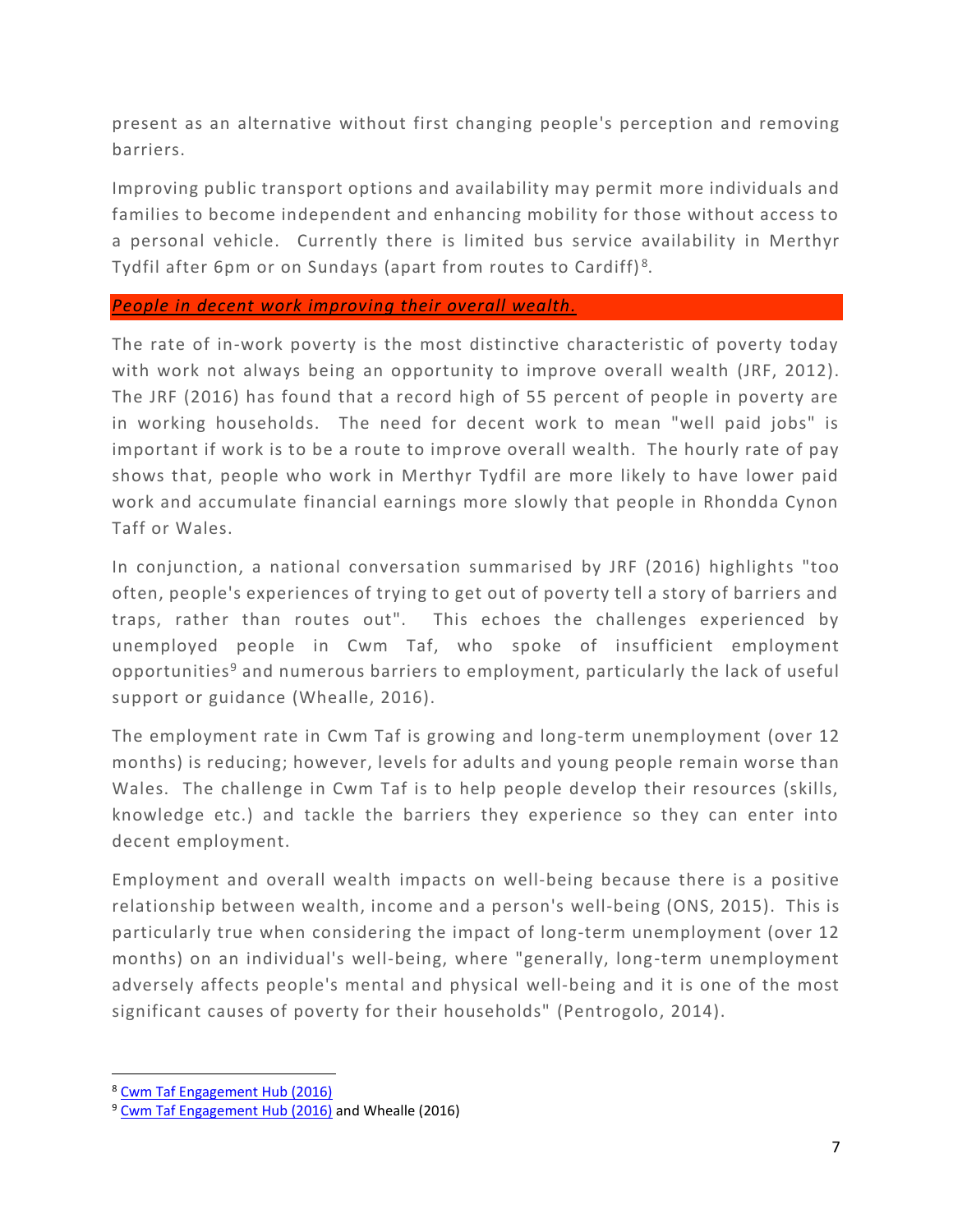present as an alternative without first changing people's perception and removing barriers.

Improving public transport options and availability may permit more individuals and families to become independent and enhancing mobility for those without access to a personal vehicle. Currently there is limited bus service availability in Merthyr Tydfil after 6pm or on Sundays (apart from routes to Cardiff)[8].

### ***People in decent work improving their overall wealth.***

The rate of in-work poverty is the most distinctive characteristic of poverty today with work not always being an opportunity to improve overall wealth (JRF, 2012). The JRF (2016) has found that a record high of 55 percent of people in poverty are in working households. The need for decent work to mean "well paid jobs" is important if work is to be a route to improve overall wealth. The hourly rate of pay shows that, people who work in Merthyr Tydfil are more likely to have lower paid work and accumulate financial earnings more slowly that people in Rhondda Cynon Taff or Wales.

In conjunction, a national conversation summarised by JRF (2016) highlights "too often, people's experiences of trying to get out of poverty tell a story of barriers and traps, rather than routes out". This echoes the challenges experienced by unemployed people in Cwm Taf, who spoke of insufficient employment opportunities[9] and numerous barriers to employment, particularly the lack of useful support or guidance (Whealle, 2016).

The employment rate in Cwm Taf is growing and long-term unemployment (over 12 months) is reducing; however, levels for adults and young people remain worse than Wales. The challenge in Cwm Taf is to help people develop their resources (skills, knowledge etc.) and tackle the barriers they experience so they can enter into decent employment.

Employment and overall wealth impacts on well-being because there is a positive relationship between wealth, income and a person's well-being (ONS, 2015). This is particularly true when considering the impact of long-term unemployment (over 12 months) on an individual's well-being, where "generally, long-term unemployment adversely affects people's mental and physical well-being and it is one of the most significant causes of poverty for their households" (Pentrogolo, 2014).

---

[8] Cwm Taf Engagement Hub (2016)

[9] Cwm Taf Engagement Hub (2016) and Whealle (2016)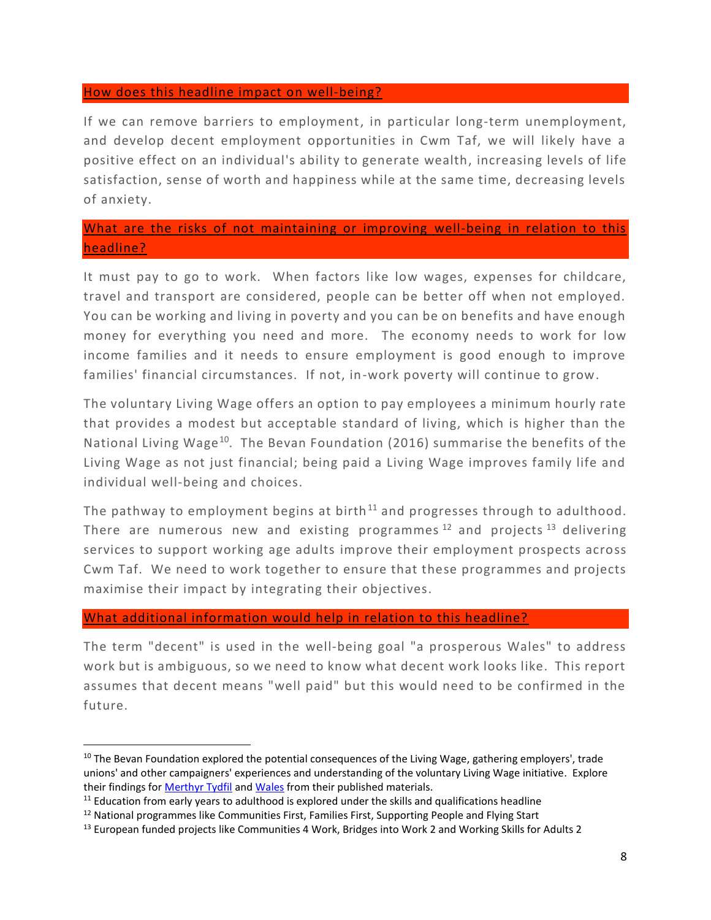### How does this headline impact on well-being?

If we can remove barriers to employment, in particular long-term unemployment, and develop decent employment opportunities in Cwm Taf, we will likely have a positive effect on an individual's ability to generate wealth, increasing levels of life satisfaction, sense of worth and happiness while at the same time, decreasing levels of anxiety.

### What are the risks of not maintaining or improving well-being in relation to this headline?

It must pay to go to work. When factors like low wages, expenses for childcare, travel and transport are considered, people can be better off when not employed. You can be working and living in poverty and you can be on benefits and have enough money for everything you need and more. The economy needs to work for low income families and it needs to ensure employment is good enough to improve families' financial circumstances. If not, in-work poverty will continue to grow.

The voluntary Living Wage offers an option to pay employees a minimum hourly rate that provides a modest but acceptable standard of living, which is higher than the National Living Wage[10]. The Bevan Foundation (2016) summarise the benefits of the Living Wage as not just financial; being paid a Living Wage improves family life and individual well-being and choices.

The pathway to employment begins at birth[11] and progresses through to adulthood. There are numerous new and existing programmes[12] and projects[13] delivering services to support working age adults improve their employment prospects across Cwm Taf. We need to work together to ensure that these programmes and projects maximise their impact by integrating their objectives.

### What additional information would help in relation to this headline?

The term "decent" is used in the well-being goal "a prosperous Wales" to address work but is ambiguous, so we need to know what decent work looks like. This report assumes that decent means "well paid" but this would need to be confirmed in the future.

---

[10] The Bevan Foundation explored the potential consequences of the Living Wage, gathering employers', trade unions' and other campaigners' experiences and understanding of the voluntary Living Wage initiative. Explore their findings for Merthyr Tydfil and Wales from their published materials.

[11] Education from early years to adulthood is explored under the skills and qualifications headline

[12] National programmes like Communities First, Families First, Supporting People and Flying Start

[13] European funded projects like Communities 4 Work, Bridges into Work 2 and Working Skills for Adults 2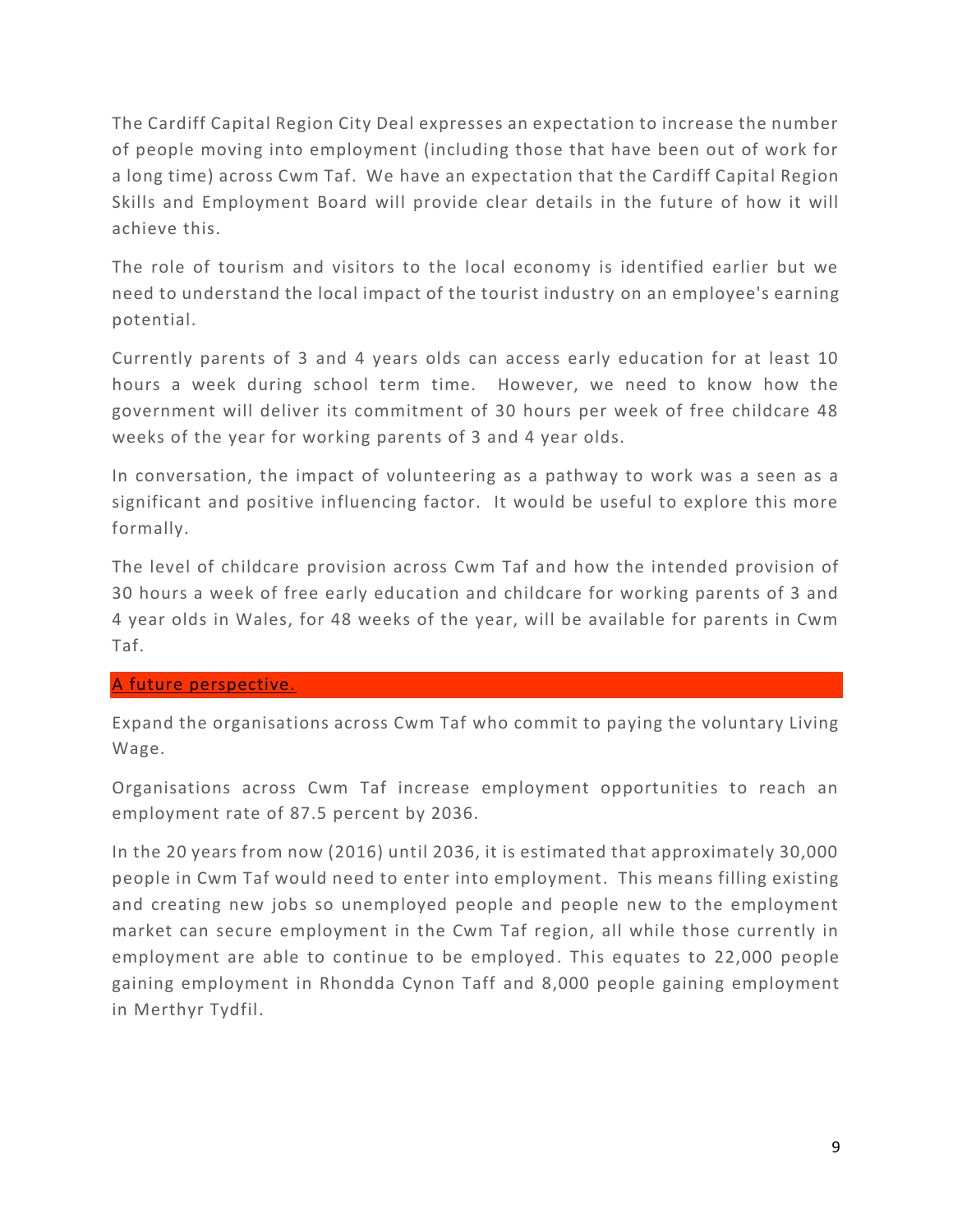The Cardiff Capital Region City Deal expresses an expectation to increase the number of people moving into employment (including those that have been out of work for a long time) across Cwm Taf. We have an expectation that the Cardiff Capital Region Skills and Employment Board will provide clear details in the future of how it will achieve this.

The role of tourism and visitors to the local economy is identified earlier but we need to understand the local impact of the tourist industry on an employee's earning potential.

Currently parents of 3 and 4 years olds can access early education for at least 10 hours a week during school term time. However, we need to know how the government will deliver its commitment of 30 hours per week of free childcare 48 weeks of the year for working parents of 3 and 4 year olds.

In conversation, the impact of volunteering as a pathway to work was a seen as a significant and positive influencing factor. It would be useful to explore this more formally.

The level of childcare provision across Cwm Taf and how the intended provision of 30 hours a week of free early education and childcare for working parents of 3 and 4 year olds in Wales, for 48 weeks of the year, will be available for parents in Cwm Taf.

## A future perspective.

Expand the organisations across Cwm Taf who commit to paying the voluntary Living Wage.

Organisations across Cwm Taf increase employment opportunities to reach an employment rate of 87.5 percent by 2036.

In the 20 years from now (2016) until 2036, it is estimated that approximately 30,000 people in Cwm Taf would need to enter into employment. This means filling existing and creating new jobs so unemployed people and people new to the employment market can secure employment in the Cwm Taf region, all while those currently in employment are able to continue to be employed. This equates to 22,000 people gaining employment in Rhondda Cynon Taff and 8,000 people gaining employment in Merthyr Tydfil.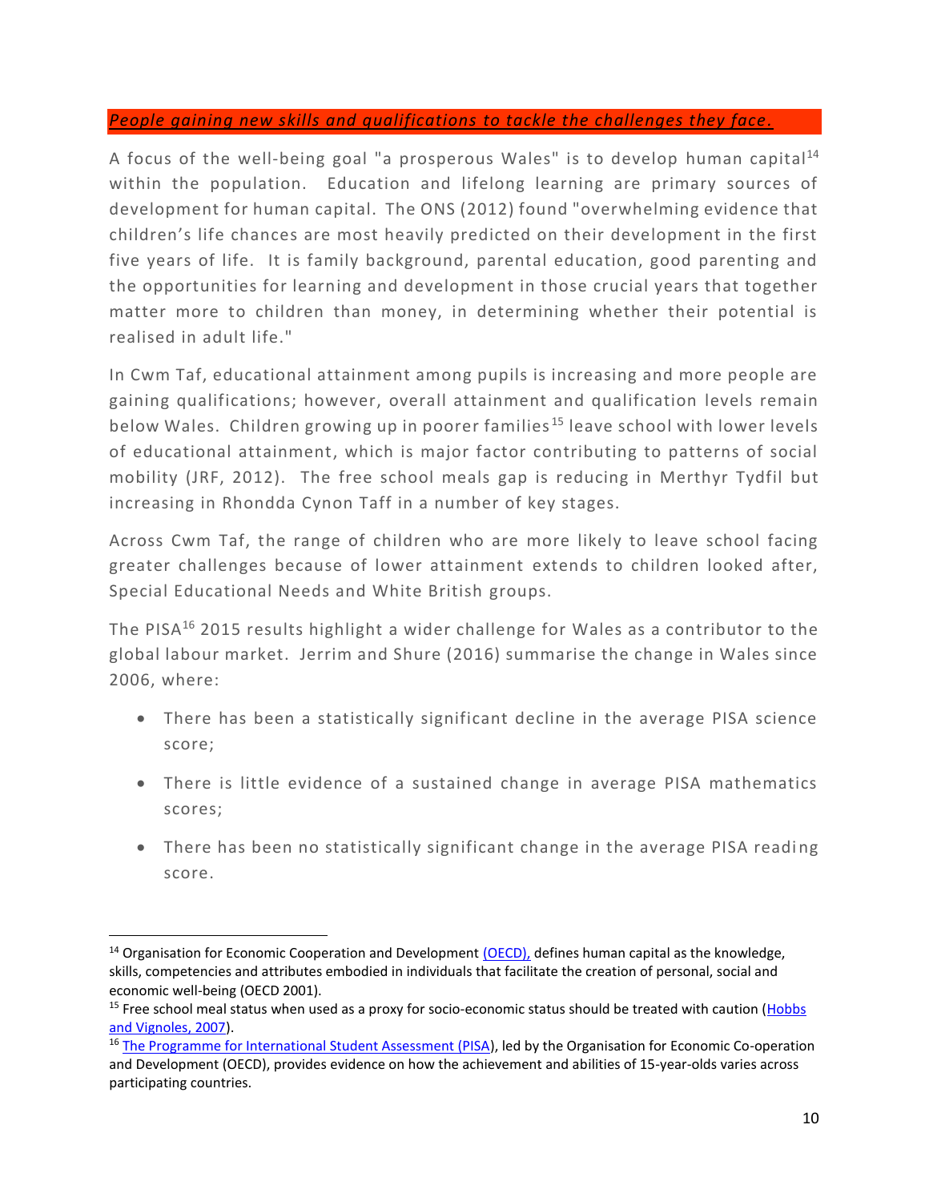*People gaining new skills and qualifications to tackle the challenges they face.*

A focus of the well-being goal "a prosperous Wales" is to develop human capital[14] within the population. Education and lifelong learning are primary sources of development for human capital. The ONS (2012) found "overwhelming evidence that children's life chances are most heavily predicted on their development in the first five years of life. It is family background, parental education, good parenting and the opportunities for learning and development in those crucial years that together matter more to children than money, in determining whether their potential is realised in adult life."

In Cwm Taf, educational attainment among pupils is increasing and more people are gaining qualifications; however, overall attainment and qualification levels remain below Wales. Children growing up in poorer families[15] leave school with lower levels of educational attainment, which is major factor contributing to patterns of social mobility (JRF, 2012). The free school meals gap is reducing in Merthyr Tydfil but increasing in Rhondda Cynon Taff in a number of key stages.

Across Cwm Taf, the range of children who are more likely to leave school facing greater challenges because of lower attainment extends to children looked after, Special Educational Needs and White British groups.

The PISA[16] 2015 results highlight a wider challenge for Wales as a contributor to the global labour market. Jerrim and Shure (2016) summarise the change in Wales since 2006, where:

- There has been a statistically significant decline in the average PISA science score;
- There is little evidence of a sustained change in average PISA mathematics scores;
- There has been no statistically significant change in the average PISA reading score.

---

[14] Organisation for Economic Cooperation and Development (OECD), defines human capital as the knowledge, skills, competencies and attributes embodied in individuals that facilitate the creation of personal, social and economic well-being (OECD 2001).

[15] Free school meal status when used as a proxy for socio-economic status should be treated with caution (Hobbs and Vignoles, 2007).

[16] The Programme for International Student Assessment (PISA), led by the Organisation for Economic Co-operation and Development (OECD), provides evidence on how the achievement and abilities of 15-year-olds varies across participating countries.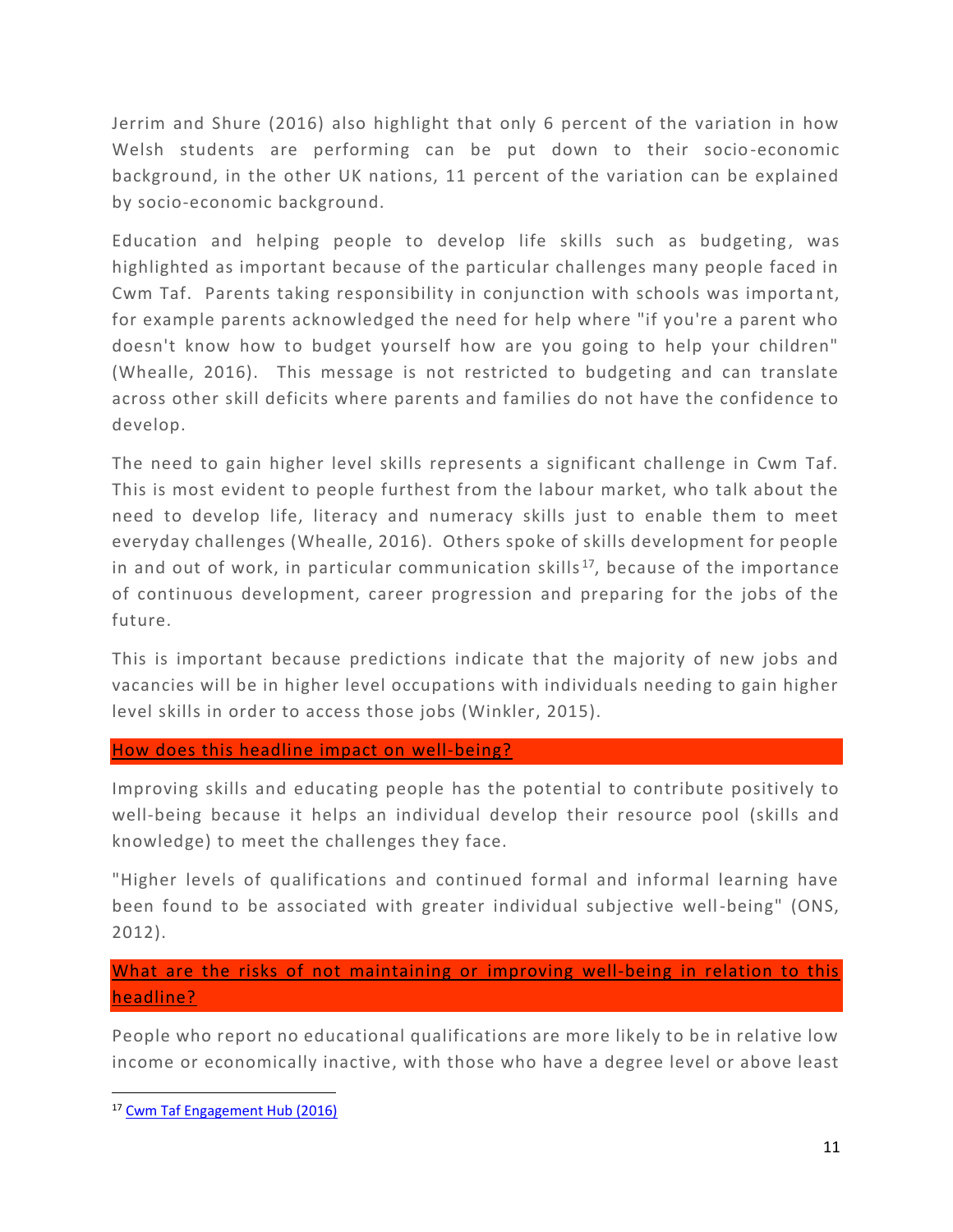Jerrim and Shure (2016) also highlight that only 6 percent of the variation in how Welsh students are performing can be put down to their socio-economic background, in the other UK nations, 11 percent of the variation can be explained by socio-economic background.

Education and helping people to develop life skills such as budgeting, was highlighted as important because of the particular challenges many people faced in Cwm Taf. Parents taking responsibility in conjunction with schools was important, for example parents acknowledged the need for help where "if you're a parent who doesn't know how to budget yourself how are you going to help your children" (Whealle, 2016). This message is not restricted to budgeting and can translate across other skill deficits where parents and families do not have the confidence to develop.

The need to gain higher level skills represents a significant challenge in Cwm Taf. This is most evident to people furthest from the labour market, who talk about the need to develop life, literacy and numeracy skills just to enable them to meet everyday challenges (Whealle, 2016). Others spoke of skills development for people in and out of work, in particular communication skills[17], because of the importance of continuous development, career progression and preparing for the jobs of the future.

This is important because predictions indicate that the majority of new jobs and vacancies will be in higher level occupations with individuals needing to gain higher level skills in order to access those jobs (Winkler, 2015).

### How does this headline impact on well-being?

Improving skills and educating people has the potential to contribute positively to well-being because it helps an individual develop their resource pool (skills and knowledge) to meet the challenges they face.

"Higher levels of qualifications and continued formal and informal learning have been found to be associated with greater individual subjective well-being" (ONS, 2012).

### What are the risks of not maintaining or improving well-being in relation to this headline?

People who report no educational qualifications are more likely to be in relative low income or economically inactive, with those who have a degree level or above least

---

[17] Cwm Taf Engagement Hub (2016)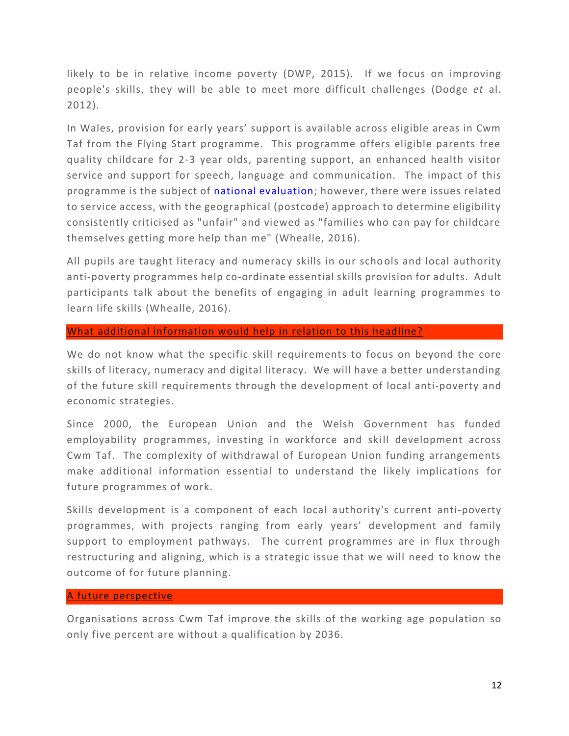likely to be in relative income poverty (DWP, 2015). If we focus on improving people's skills, they will be able to meet more difficult challenges (Dodge *et* al. 2012).

In Wales, provision for early years' support is available across eligible areas in Cwm Taf from the Flying Start programme. This programme offers eligible parents free quality childcare for 2-3 year olds, parenting support, an enhanced health visitor service and support for speech, language and communication. The impact of this programme is the subject of [national evaluation](); however, there were issues related to service access, with the geographical (postcode) approach to determine eligibility consistently criticised as "unfair" and viewed as "families who can pay for childcare themselves getting more help than me" (Whealle, 2016).

All pupils are taught literacy and numeracy skills in our schools and local authority anti-poverty programmes help co-ordinate essential skills provision for adults. Adult participants talk about the benefits of engaging in adult learning programmes to learn life skills (Whealle, 2016).

## What additional information would help in relation to this headline?

We do not know what the specific skill requirements to focus on beyond the core skills of literacy, numeracy and digital literacy. We will have a better understanding of the future skill requirements through the development of local anti-poverty and economic strategies.

Since 2000, the European Union and the Welsh Government has funded employability programmes, investing in workforce and skill development across Cwm Taf. The complexity of withdrawal of European Union funding arrangements make additional information essential to understand the likely implications for future programmes of work.

Skills development is a component of each local authority's current anti-poverty programmes, with projects ranging from early years' development and family support to employment pathways. The current programmes are in flux through restructuring and aligning, which is a strategic issue that we will need to know the outcome of for future planning.

## A future perspective

Organisations across Cwm Taf improve the skills of the working age population so only five percent are without a qualification by 2036.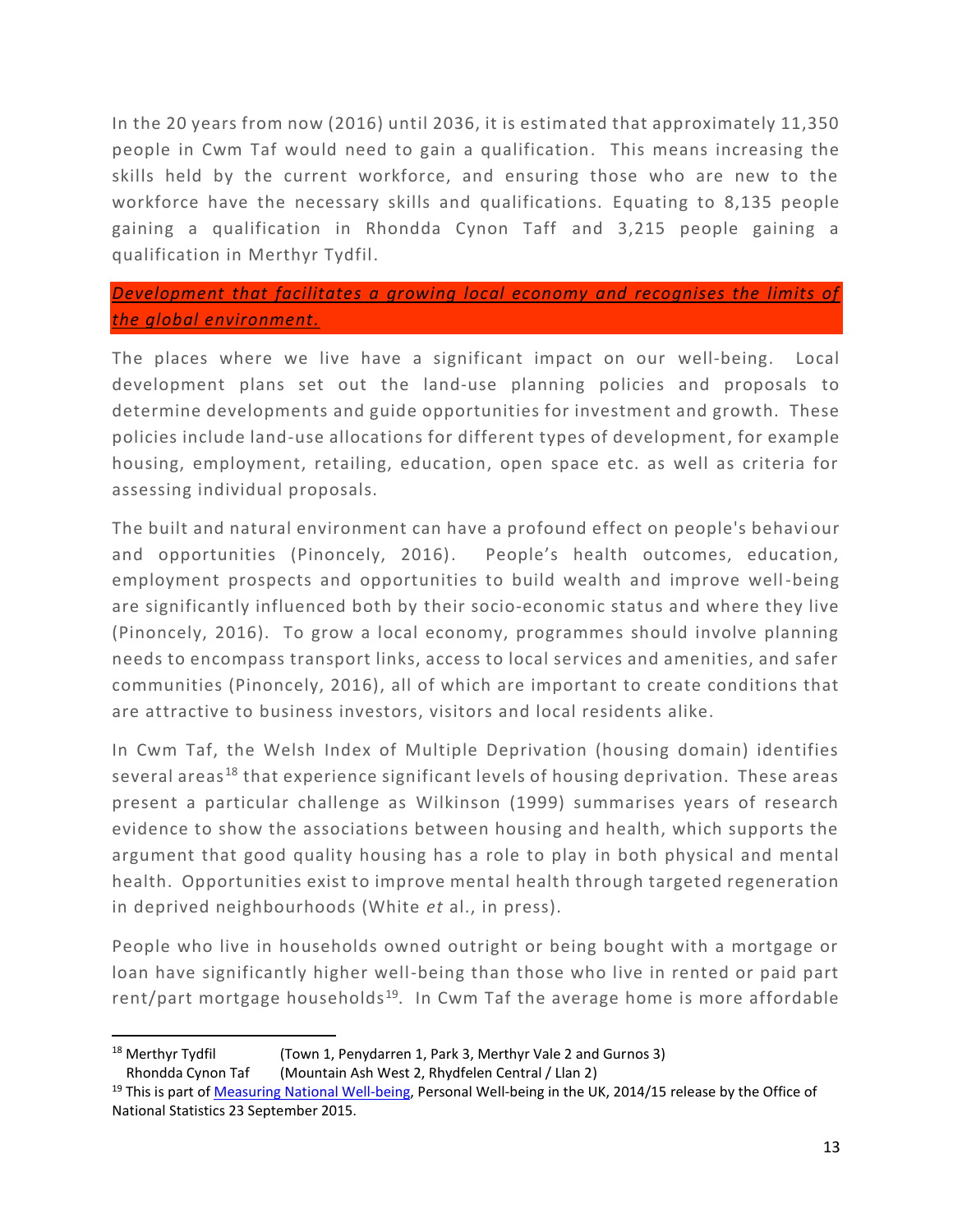In the 20 years from now (2016) until 2036, it is estimated that approximately 11,350 people in Cwm Taf would need to gain a qualification. This means increasing the skills held by the current workforce, and ensuring those who are new to the workforce have the necessary skills and qualifications. Equating to 8,135 people gaining a qualification in Rhondda Cynon Taff and 3,215 people gaining a qualification in Merthyr Tydfil.

## *Development that facilitates a growing local economy and recognises the limits of the global environment.*

The places where we live have a significant impact on our well-being. Local development plans set out the land-use planning policies and proposals to determine developments and guide opportunities for investment and growth. These policies include land-use allocations for different types of development, for example housing, employment, retailing, education, open space etc. as well as criteria for assessing individual proposals.

The built and natural environment can have a profound effect on people's behaviour and opportunities (Pinoncely, 2016). People's health outcomes, education, employment prospects and opportunities to build wealth and improve well-being are significantly influenced both by their socio-economic status and where they live (Pinoncely, 2016). To grow a local economy, programmes should involve planning needs to encompass transport links, access to local services and amenities, and safer communities (Pinoncely, 2016), all of which are important to create conditions that are attractive to business investors, visitors and local residents alike.

In Cwm Taf, the Welsh Index of Multiple Deprivation (housing domain) identifies several areas[18] that experience significant levels of housing deprivation. These areas present a particular challenge as Wilkinson (1999) summarises years of research evidence to show the associations between housing and health, which supports the argument that good quality housing has a role to play in both physical and mental health. Opportunities exist to improve mental health through targeted regeneration in deprived neighbourhoods (White *et* al., in press).

People who live in households owned outright or being bought with a mortgage or loan have significantly higher well-being than those who live in rented or paid part rent/part mortgage households[19]. In Cwm Taf the average home is more affordable

---

[18] Merthyr Tydfil (Town 1, Penydarren 1, Park 3, Merthyr Vale 2 and Gurnos 3)
Rhondda Cynon Taf (Mountain Ash West 2, Rhydfelen Central / Llan 2)

[19] This is part of Measuring National Well-being, Personal Well-being in the UK, 2014/15 release by the Office of National Statistics 23 September 2015.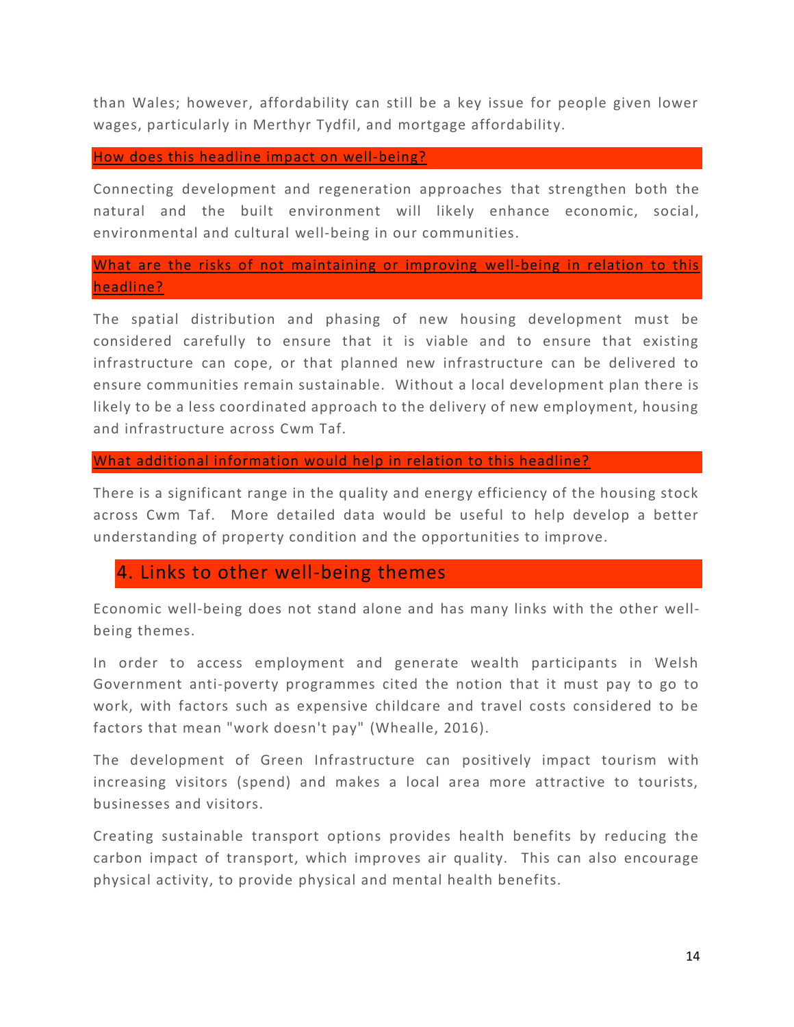than Wales; however, affordability can still be a key issue for people given lower wages, particularly in Merthyr Tydfil, and mortgage affordability.

### How does this headline impact on well-being?

Connecting development and regeneration approaches that strengthen both the natural and the built environment will likely enhance economic, social, environmental and cultural well-being in our communities.

### What are the risks of not maintaining or improving well-being in relation to this headline?

The spatial distribution and phasing of new housing development must be considered carefully to ensure that it is viable and to ensure that existing infrastructure can cope, or that planned new infrastructure can be delivered to ensure communities remain sustainable. Without a local development plan there is likely to be a less coordinated approach to the delivery of new employment, housing and infrastructure across Cwm Taf.

### What additional information would help in relation to this headline?

There is a significant range in the quality and energy efficiency of the housing stock across Cwm Taf. More detailed data would be useful to help develop a better understanding of property condition and the opportunities to improve.

## 4. Links to other well-being themes

Economic well-being does not stand alone and has many links with the other well-being themes.

In order to access employment and generate wealth participants in Welsh Government anti-poverty programmes cited the notion that it must pay to go to work, with factors such as expensive childcare and travel costs considered to be factors that mean "work doesn't pay" (Whealle, 2016).

The development of Green Infrastructure can positively impact tourism with increasing visitors (spend) and makes a local area more attractive to tourists, businesses and visitors.

Creating sustainable transport options provides health benefits by reducing the carbon impact of transport, which improves air quality. This can also encourage physical activity, to provide physical and mental health benefits.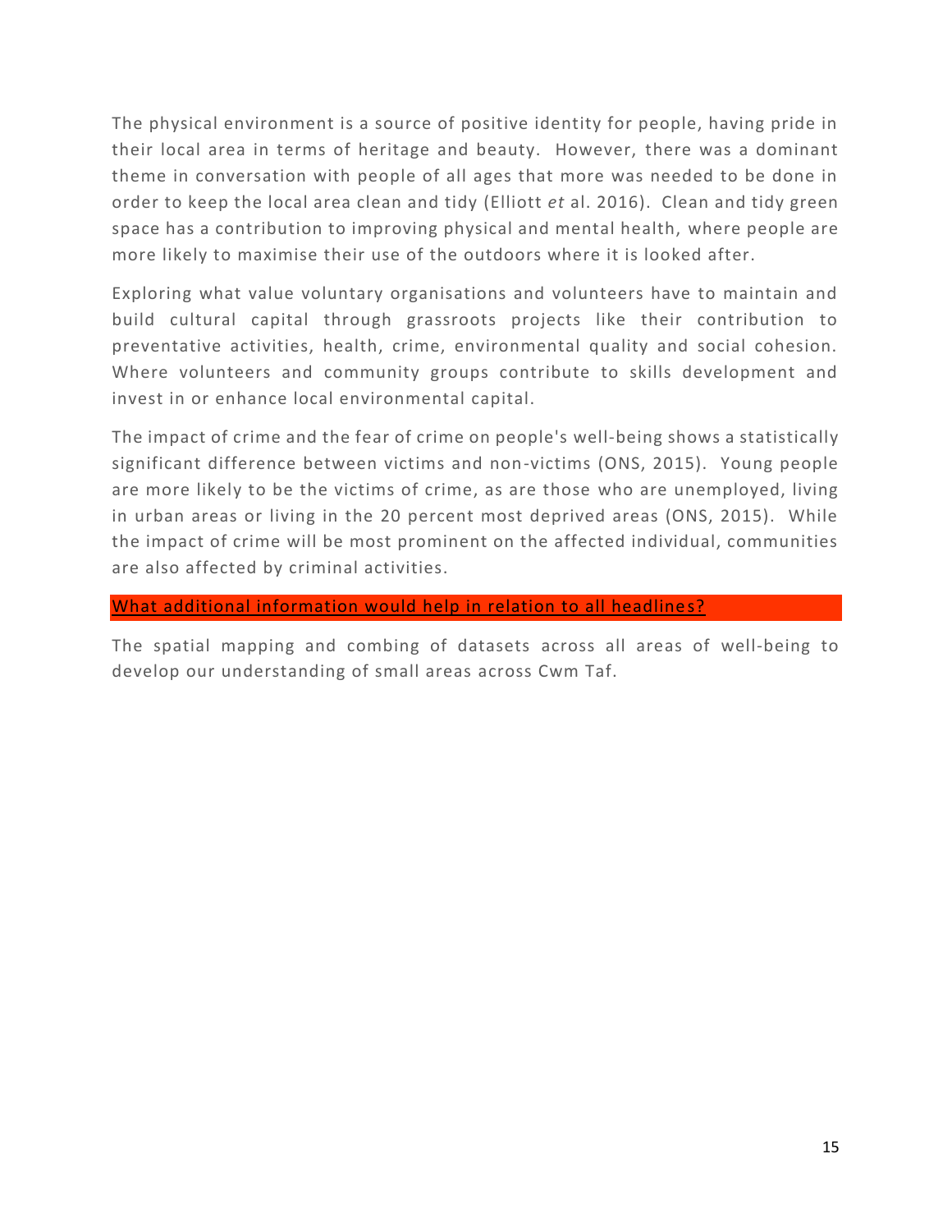The physical environment is a source of positive identity for people, having pride in their local area in terms of heritage and beauty. However, there was a dominant theme in conversation with people of all ages that more was needed to be done in order to keep the local area clean and tidy (Elliott *et* al. 2016). Clean and tidy green space has a contribution to improving physical and mental health, where people are more likely to maximise their use of the outdoors where it is looked after.

Exploring what value voluntary organisations and volunteers have to maintain and build cultural capital through grassroots projects like their contribution to preventative activities, health, crime, environmental quality and social cohesion. Where volunteers and community groups contribute to skills development and invest in or enhance local environmental capital.

The impact of crime and the fear of crime on people's well-being shows a statistically significant difference between victims and non-victims (ONS, 2015). Young people are more likely to be the victims of crime, as are those who are unemployed, living in urban areas or living in the 20 percent most deprived areas (ONS, 2015). While the impact of crime will be most prominent on the affected individual, communities are also affected by criminal activities.

### What additional information would help in relation to all headlines?

The spatial mapping and combing of datasets across all areas of well-being to develop our understanding of small areas across Cwm Taf.